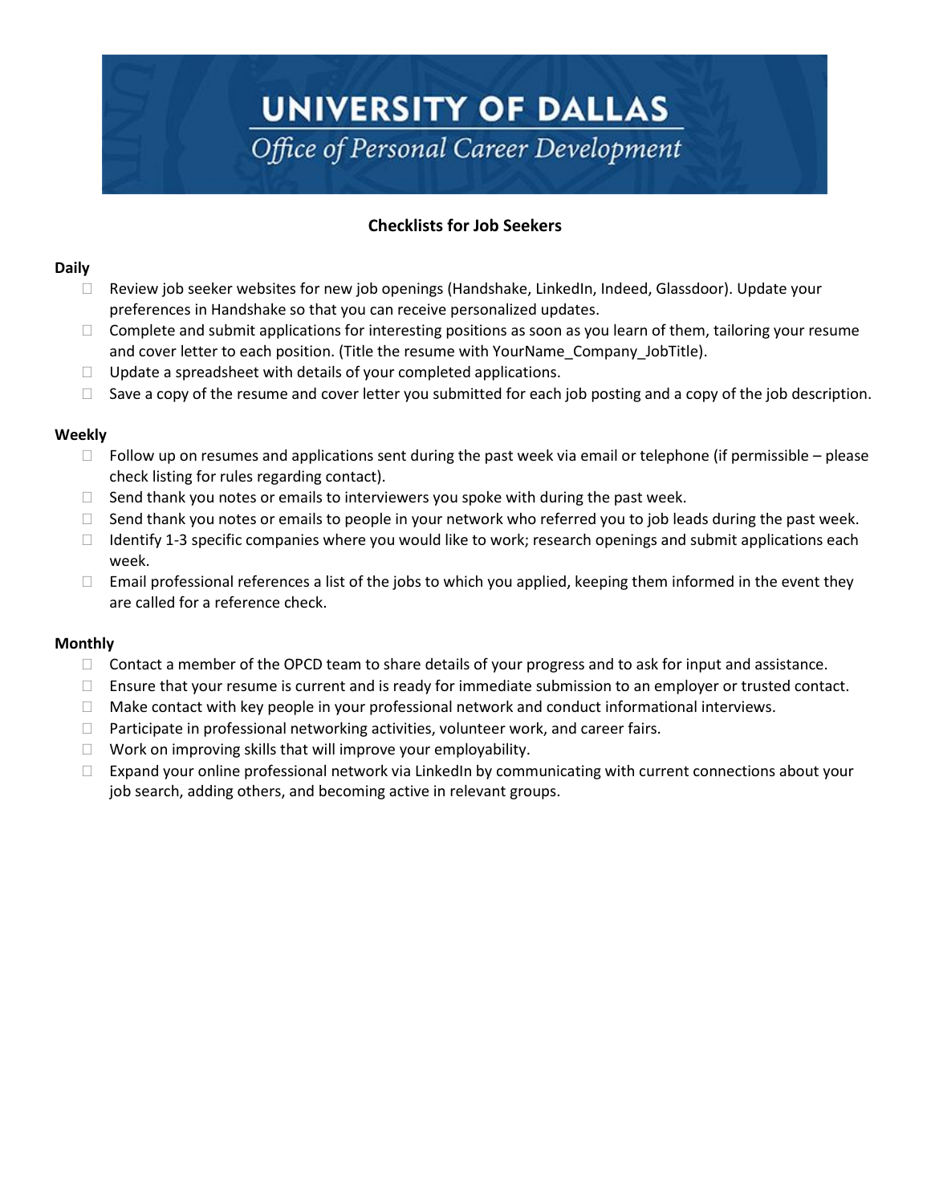# UNIVERSITY OF DALLAS

*Office of Personal Career Development*

## Checklists for Job Seekers

**Daily**

- ☐ Review job seeker websites for new job openings (Handshake, LinkedIn, Indeed, Glassdoor). Update your preferences in Handshake so that you can receive personalized updates.
- ☐ Complete and submit applications for interesting positions as soon as you learn of them, tailoring your resume and cover letter to each position. (Title the resume with YourName_Company_JobTitle).
- ☐ Update a spreadsheet with details of your completed applications.
- ☐ Save a copy of the resume and cover letter you submitted for each job posting and a copy of the job description.

**Weekly**

- ☐ Follow up on resumes and applications sent during the past week via email or telephone (if permissible – please check listing for rules regarding contact).
- ☐ Send thank you notes or emails to interviewers you spoke with during the past week.
- ☐ Send thank you notes or emails to people in your network who referred you to job leads during the past week.
- ☐ Identify 1-3 specific companies where you would like to work; research openings and submit applications each week.
- ☐ Email professional references a list of the jobs to which you applied, keeping them informed in the event they are called for a reference check.

**Monthly**

- ☐ Contact a member of the OPCD team to share details of your progress and to ask for input and assistance.
- ☐ Ensure that your resume is current and is ready for immediate submission to an employer or trusted contact.
- ☐ Make contact with key people in your professional network and conduct informational interviews.
- ☐ Participate in professional networking activities, volunteer work, and career fairs.
- ☐ Work on improving skills that will improve your employability.
- ☐ Expand your online professional network via LinkedIn by communicating with current connections about your job search, adding others, and becoming active in relevant groups.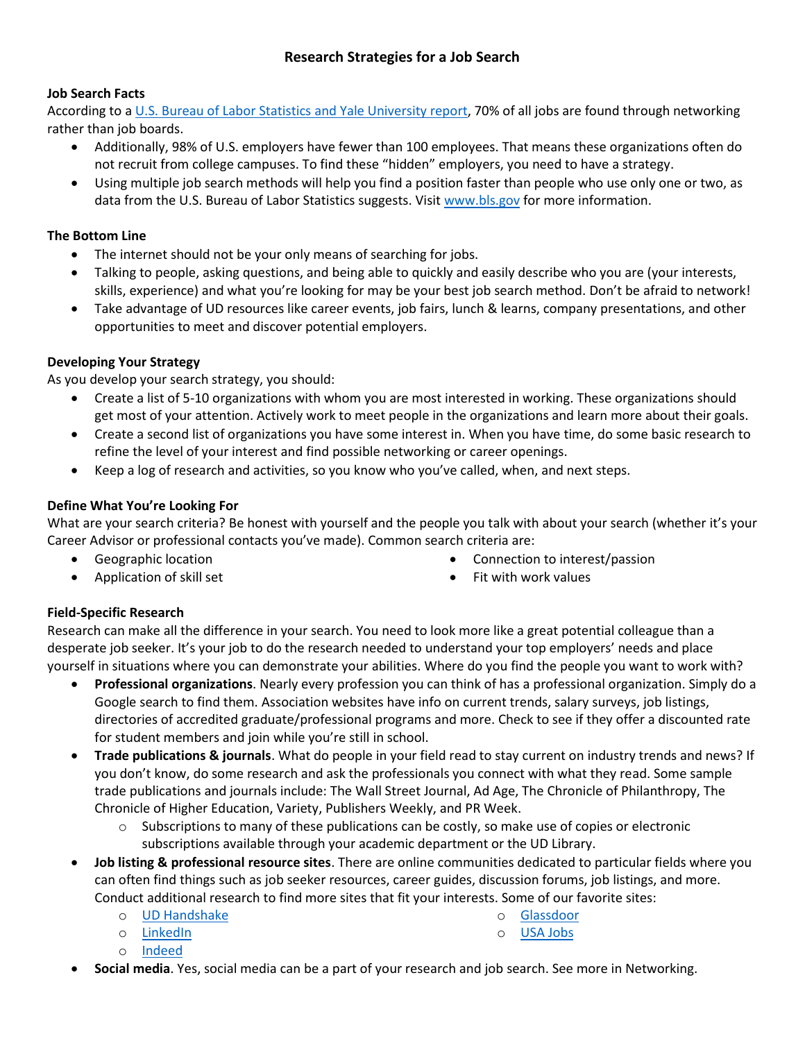## Research Strategies for a Job Search

### Job Search Facts

According to a U.S. Bureau of Labor Statistics and Yale University report, 70% of all jobs are found through networking rather than job boards.

- Additionally, 98% of U.S. employers have fewer than 100 employees. That means these organizations often do not recruit from college campuses. To find these "hidden" employers, you need to have a strategy.
- Using multiple job search methods will help you find a position faster than people who use only one or two, as data from the U.S. Bureau of Labor Statistics suggests. Visit www.bls.gov for more information.

### The Bottom Line

- The internet should not be your only means of searching for jobs.
- Talking to people, asking questions, and being able to quickly and easily describe who you are (your interests, skills, experience) and what you're looking for may be your best job search method. Don't be afraid to network!
- Take advantage of UD resources like career events, job fairs, lunch & learns, company presentations, and other opportunities to meet and discover potential employers.

### Developing Your Strategy

As you develop your search strategy, you should:

- Create a list of 5-10 organizations with whom you are most interested in working. These organizations should get most of your attention. Actively work to meet people in the organizations and learn more about their goals.
- Create a second list of organizations you have some interest in. When you have time, do some basic research to refine the level of your interest and find possible networking or career openings.
- Keep a log of research and activities, so you know who you've called, when, and next steps.

### Define What You're Looking For

What are your search criteria? Be honest with yourself and the people you talk with about your search (whether it's your Career Advisor or professional contacts you've made). Common search criteria are:

- Geographic location
- Application of skill set
- Connection to interest/passion
- Fit with work values

### Field-Specific Research

Research can make all the difference in your search. You need to look more like a great potential colleague than a desperate job seeker. It's your job to do the research needed to understand your top employers' needs and place yourself in situations where you can demonstrate your abilities. Where do you find the people you want to work with?

- **Professional organizations**. Nearly every profession you can think of has a professional organization. Simply do a Google search to find them. Association websites have info on current trends, salary surveys, job listings, directories of accredited graduate/professional programs and more. Check to see if they offer a discounted rate for student members and join while you're still in school.
- **Trade publications & journals**. What do people in your field read to stay current on industry trends and news? If you don't know, do some research and ask the professionals you connect with what they read. Some sample trade publications and journals include: The Wall Street Journal, Ad Age, The Chronicle of Philanthropy, The Chronicle of Higher Education, Variety, Publishers Weekly, and PR Week.
  - Subscriptions to many of these publications can be costly, so make use of copies or electronic subscriptions available through your academic department or the UD Library.
- **Job listing & professional resource sites**. There are online communities dedicated to particular fields where you can often find things such as job seeker resources, career guides, discussion forums, job listings, and more. Conduct additional research to find more sites that fit your interests. Some of our favorite sites:
  - UD Handshake
  - LinkedIn
  - Indeed
  - Glassdoor
  - USA Jobs
- **Social media**. Yes, social media can be a part of your research and job search. See more in Networking.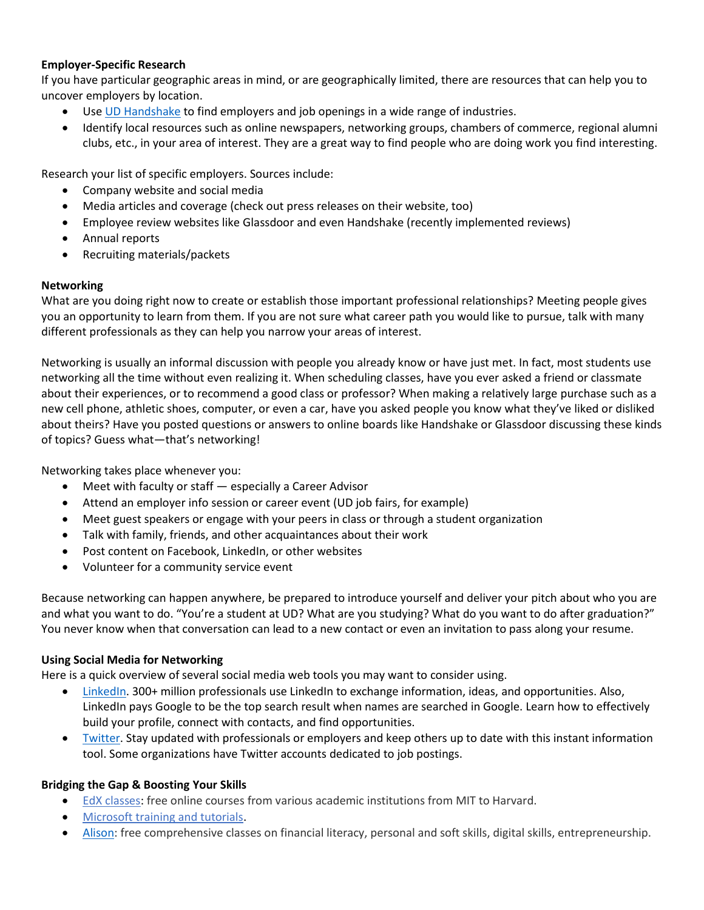**Employer-Specific Research**

If you have particular geographic areas in mind, or are geographically limited, there are resources that can help you to uncover employers by location.

- Use UD Handshake to find employers and job openings in a wide range of industries.
- Identify local resources such as online newspapers, networking groups, chambers of commerce, regional alumni clubs, etc., in your area of interest. They are a great way to find people who are doing work you find interesting.

Research your list of specific employers. Sources include:

- Company website and social media
- Media articles and coverage (check out press releases on their website, too)
- Employee review websites like Glassdoor and even Handshake (recently implemented reviews)
- Annual reports
- Recruiting materials/packets

**Networking**

What are you doing right now to create or establish those important professional relationships? Meeting people gives you an opportunity to learn from them. If you are not sure what career path you would like to pursue, talk with many different professionals as they can help you narrow your areas of interest.

Networking is usually an informal discussion with people you already know or have just met. In fact, most students use networking all the time without even realizing it. When scheduling classes, have you ever asked a friend or classmate about their experiences, or to recommend a good class or professor? When making a relatively large purchase such as a new cell phone, athletic shoes, computer, or even a car, have you asked people you know what they've liked or disliked about theirs? Have you posted questions or answers to online boards like Handshake or Glassdoor discussing these kinds of topics? Guess what—that's networking!

Networking takes place whenever you:

- Meet with faculty or staff — especially a Career Advisor
- Attend an employer info session or career event (UD job fairs, for example)
- Meet guest speakers or engage with your peers in class or through a student organization
- Talk with family, friends, and other acquaintances about their work
- Post content on Facebook, LinkedIn, or other websites
- Volunteer for a community service event

Because networking can happen anywhere, be prepared to introduce yourself and deliver your pitch about who you are and what you want to do. "You're a student at UD? What are you studying? What do you want to do after graduation?" You never know when that conversation can lead to a new contact or even an invitation to pass along your resume.

**Using Social Media for Networking**

Here is a quick overview of several social media web tools you may want to consider using.

- LinkedIn. 300+ million professionals use LinkedIn to exchange information, ideas, and opportunities. Also, LinkedIn pays Google to be the top search result when names are searched in Google. Learn how to effectively build your profile, connect with contacts, and find opportunities.
- Twitter. Stay updated with professionals or employers and keep others up to date with this instant information tool. Some organizations have Twitter accounts dedicated to job postings.

**Bridging the Gap & Boosting Your Skills**

- EdX classes: free online courses from various academic institutions from MIT to Harvard.
- Microsoft training and tutorials.
- Alison: free comprehensive classes on financial literacy, personal and soft skills, digital skills, entrepreneurship.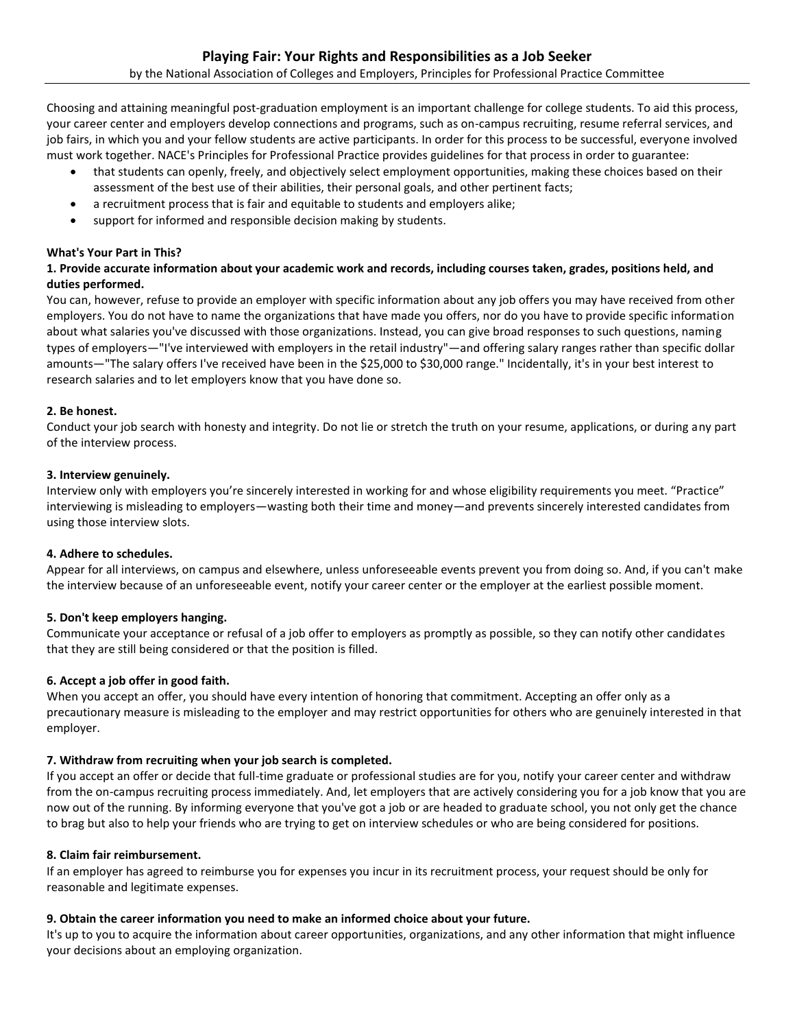# Playing Fair: Your Rights and Responsibilities as a Job Seeker

by the National Association of Colleges and Employers, Principles for Professional Practice Committee

Choosing and attaining meaningful post-graduation employment is an important challenge for college students. To aid this process, your career center and employers develop connections and programs, such as on-campus recruiting, resume referral services, and job fairs, in which you and your fellow students are active participants. In order for this process to be successful, everyone involved must work together. NACE's Principles for Professional Practice provides guidelines for that process in order to guarantee:

- that students can openly, freely, and objectively select employment opportunities, making these choices based on their assessment of the best use of their abilities, their personal goals, and other pertinent facts;
- a recruitment process that is fair and equitable to students and employers alike;
- support for informed and responsible decision making by students.

**What's Your Part in This?**

**1. Provide accurate information about your academic work and records, including courses taken, grades, positions held, and duties performed.**

You can, however, refuse to provide an employer with specific information about any job offers you may have received from other employers. You do not have to name the organizations that have made you offers, nor do you have to provide specific information about what salaries you've discussed with those organizations. Instead, you can give broad responses to such questions, naming types of employers—"I've interviewed with employers in the retail industry"—and offering salary ranges rather than specific dollar amounts—"The salary offers I've received have been in the $25,000 to $30,000 range." Incidentally, it's in your best interest to research salaries and to let employers know that you have done so.

**2. Be honest.**

Conduct your job search with honesty and integrity. Do not lie or stretch the truth on your resume, applications, or during any part of the interview process.

**3. Interview genuinely.**

Interview only with employers you're sincerely interested in working for and whose eligibility requirements you meet. "Practice" interviewing is misleading to employers—wasting both their time and money—and prevents sincerely interested candidates from using those interview slots.

**4. Adhere to schedules.**

Appear for all interviews, on campus and elsewhere, unless unforeseeable events prevent you from doing so. And, if you can't make the interview because of an unforeseeable event, notify your career center or the employer at the earliest possible moment.

**5. Don't keep employers hanging.**

Communicate your acceptance or refusal of a job offer to employers as promptly as possible, so they can notify other candidates that they are still being considered or that the position is filled.

**6. Accept a job offer in good faith.**

When you accept an offer, you should have every intention of honoring that commitment. Accepting an offer only as a precautionary measure is misleading to the employer and may restrict opportunities for others who are genuinely interested in that employer.

**7. Withdraw from recruiting when your job search is completed.**

If you accept an offer or decide that full-time graduate or professional studies are for you, notify your career center and withdraw from the on-campus recruiting process immediately. And, let employers that are actively considering you for a job know that you are now out of the running. By informing everyone that you've got a job or are headed to graduate school, you not only get the chance to brag but also to help your friends who are trying to get on interview schedules or who are being considered for positions.

**8. Claim fair reimbursement.**

If an employer has agreed to reimburse you for expenses you incur in its recruitment process, your request should be only for reasonable and legitimate expenses.

**9. Obtain the career information you need to make an informed choice about your future.**

It's up to you to acquire the information about career opportunities, organizations, and any other information that might influence your decisions about an employing organization.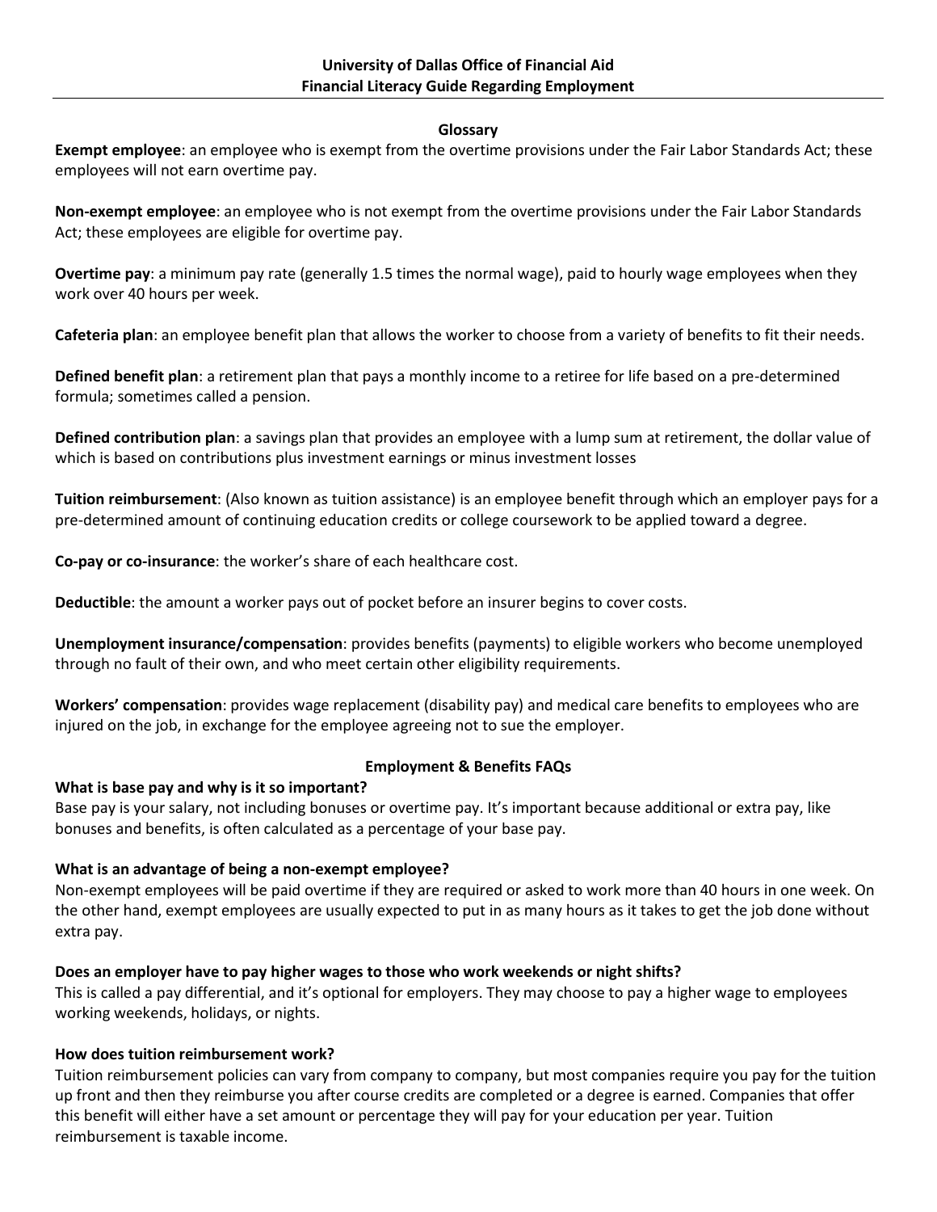**University of Dallas Office of Financial Aid**
**Financial Literacy Guide Regarding Employment**

---

## Glossary

**Exempt employee**: an employee who is exempt from the overtime provisions under the Fair Labor Standards Act; these employees will not earn overtime pay.

**Non-exempt employee**: an employee who is not exempt from the overtime provisions under the Fair Labor Standards Act; these employees are eligible for overtime pay.

**Overtime pay**: a minimum pay rate (generally 1.5 times the normal wage), paid to hourly wage employees when they work over 40 hours per week.

**Cafeteria plan**: an employee benefit plan that allows the worker to choose from a variety of benefits to fit their needs.

**Defined benefit plan**: a retirement plan that pays a monthly income to a retiree for life based on a pre-determined formula; sometimes called a pension.

**Defined contribution plan**: a savings plan that provides an employee with a lump sum at retirement, the dollar value of which is based on contributions plus investment earnings or minus investment losses

**Tuition reimbursement**: (Also known as tuition assistance) is an employee benefit through which an employer pays for a pre-determined amount of continuing education credits or college coursework to be applied toward a degree.

**Co-pay or co-insurance**: the worker's share of each healthcare cost.

**Deductible**: the amount a worker pays out of pocket before an insurer begins to cover costs.

**Unemployment insurance/compensation**: provides benefits (payments) to eligible workers who become unemployed through no fault of their own, and who meet certain other eligibility requirements.

**Workers' compensation**: provides wage replacement (disability pay) and medical care benefits to employees who are injured on the job, in exchange for the employee agreeing not to sue the employer.

## Employment & Benefits FAQs

**What is base pay and why is it so important?**

Base pay is your salary, not including bonuses or overtime pay. It's important because additional or extra pay, like bonuses and benefits, is often calculated as a percentage of your base pay.

**What is an advantage of being a non-exempt employee?**

Non-exempt employees will be paid overtime if they are required or asked to work more than 40 hours in one week. On the other hand, exempt employees are usually expected to put in as many hours as it takes to get the job done without extra pay.

**Does an employer have to pay higher wages to those who work weekends or night shifts?**

This is called a pay differential, and it's optional for employers. They may choose to pay a higher wage to employees working weekends, holidays, or nights.

**How does tuition reimbursement work?**

Tuition reimbursement policies can vary from company to company, but most companies require you pay for the tuition up front and then they reimburse you after course credits are completed or a degree is earned. Companies that offer this benefit will either have a set amount or percentage they will pay for your education per year. Tuition reimbursement is taxable income.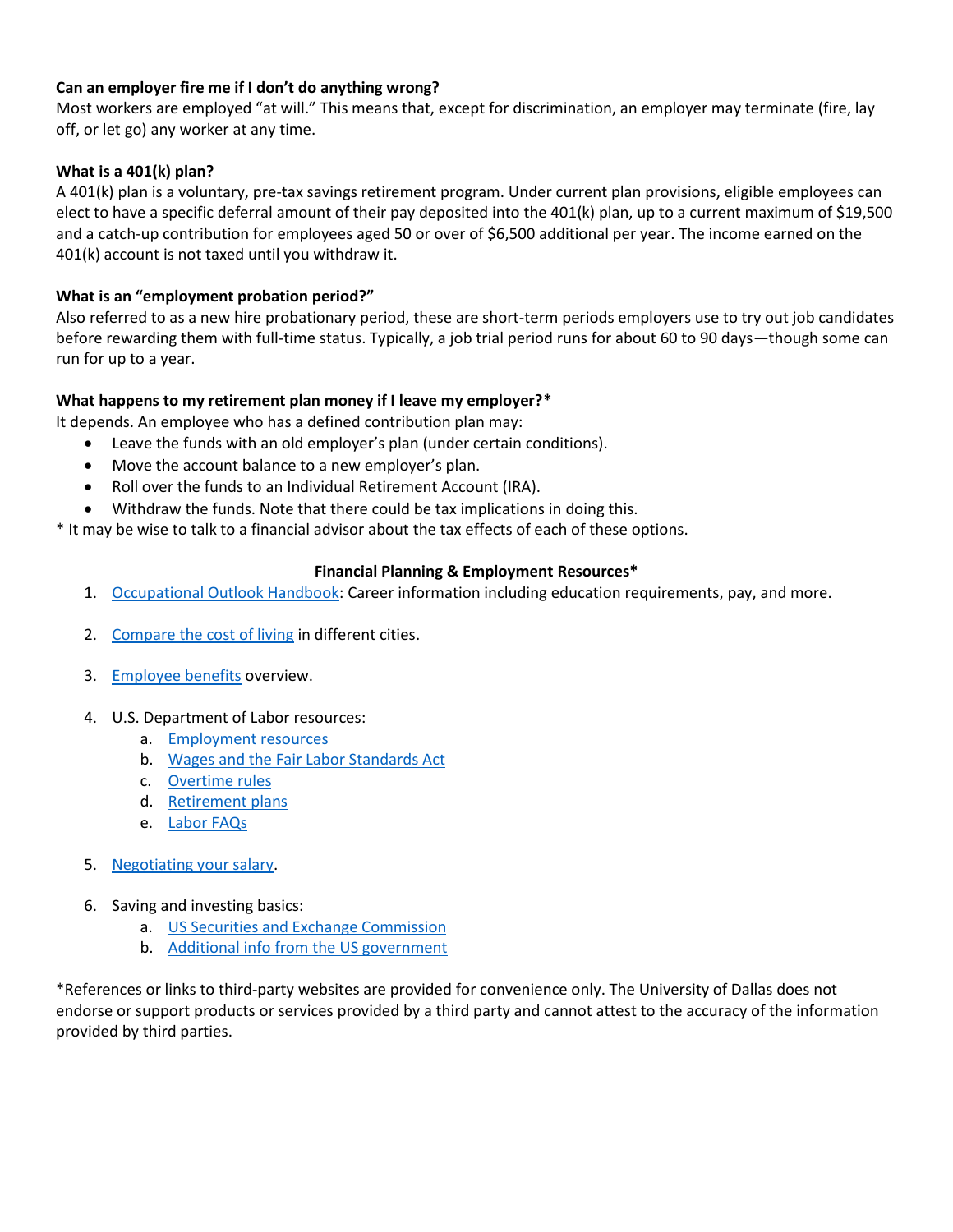**Can an employer fire me if I don't do anything wrong?**

Most workers are employed "at will." This means that, except for discrimination, an employer may terminate (fire, lay off, or let go) any worker at any time.

**What is a 401(k) plan?**

A 401(k) plan is a voluntary, pre-tax savings retirement program. Under current plan provisions, eligible employees can elect to have a specific deferral amount of their pay deposited into the 401(k) plan, up to a current maximum of $19,500 and a catch-up contribution for employees aged 50 or over of $6,500 additional per year. The income earned on the 401(k) account is not taxed until you withdraw it.

**What is an "employment probation period?"**

Also referred to as a new hire probationary period, these are short-term periods employers use to try out job candidates before rewarding them with full-time status. Typically, a job trial period runs for about 60 to 90 days—though some can run for up to a year.

**What happens to my retirement plan money if I leave my employer?***

It depends. An employee who has a defined contribution plan may:

- Leave the funds with an old employer's plan (under certain conditions).
- Move the account balance to a new employer's plan.
- Roll over the funds to an Individual Retirement Account (IRA).
- Withdraw the funds. Note that there could be tax implications in doing this.

* It may be wise to talk to a financial advisor about the tax effects of each of these options.

**Financial Planning & Employment Resources***

1. Occupational Outlook Handbook: Career information including education requirements, pay, and more.
2. Compare the cost of living in different cities.
3. Employee benefits overview.
4. U.S. Department of Labor resources:
   a. Employment resources
   b. Wages and the Fair Labor Standards Act
   c. Overtime rules
   d. Retirement plans
   e. Labor FAQs
5. Negotiating your salary.
6. Saving and investing basics:
   a. US Securities and Exchange Commission
   b. Additional info from the US government

*References or links to third-party websites are provided for convenience only. The University of Dallas does not endorse or support products or services provided by a third party and cannot attest to the accuracy of the information provided by third parties.